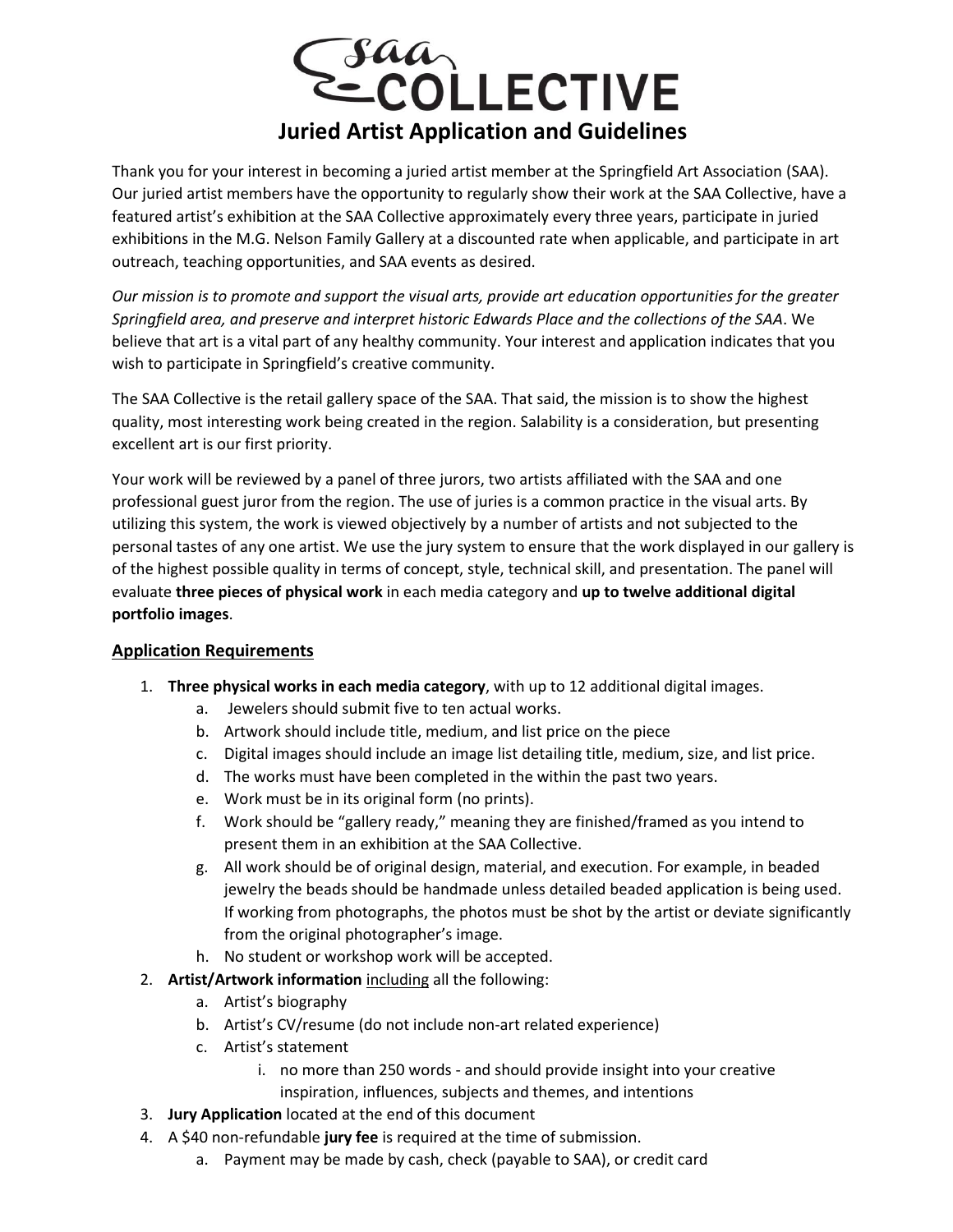# SAA COLLECTIVE

## Juried Artist Application and Guidelines

Thank you for your interest in becoming a juried artist member at the Springfield Art Association (SAA). Our juried artist members have the opportunity to regularly show their work at the SAA Collective, have a featured artist's exhibition at the SAA Collective approximately every three years, participate in juried exhibitions in the M.G. Nelson Family Gallery at a discounted rate when applicable, and participate in art outreach, teaching opportunities, and SAA events as desired.

*Our mission is to promote and support the visual arts, provide art education opportunities for the greater Springfield area, and preserve and interpret historic Edwards Place and the collections of the SAA*. We believe that art is a vital part of any healthy community. Your interest and application indicates that you wish to participate in Springfield's creative community.

The SAA Collective is the retail gallery space of the SAA. That said, the mission is to show the highest quality, most interesting work being created in the region. Salability is a consideration, but presenting excellent art is our first priority.

Your work will be reviewed by a panel of three jurors, two artists affiliated with the SAA and one professional guest juror from the region. The use of juries is a common practice in the visual arts. By utilizing this system, the work is viewed objectively by a number of artists and not subjected to the personal tastes of any one artist. We use the jury system to ensure that the work displayed in our gallery is of the highest possible quality in terms of concept, style, technical skill, and presentation. The panel will evaluate **three pieces of physical work** in each media category and **up to twelve additional digital portfolio images**.

### Application Requirements

1. **Three physical works in each media category**, with up to 12 additional digital images.
    a. Jewelers should submit five to ten actual works.
    b. Artwork should include title, medium, and list price on the piece
    c. Digital images should include an image list detailing title, medium, size, and list price.
    d. The works must have been completed in the within the past two years.
    e. Work must be in its original form (no prints).
    f. Work should be "gallery ready," meaning they are finished/framed as you intend to present them in an exhibition at the SAA Collective.
    g. All work should be of original design, material, and execution. For example, in beaded jewelry the beads should be handmade unless detailed beaded application is being used. If working from photographs, the photos must be shot by the artist or deviate significantly from the original photographer's image.
    h. No student or workshop work will be accepted.
2. **Artist/Artwork information** including all the following:
    a. Artist's biography
    b. Artist's CV/resume (do not include non-art related experience)
    c. Artist's statement
        i. no more than 250 words - and should provide insight into your creative inspiration, influences, subjects and themes, and intentions
3. **Jury Application** located at the end of this document
4. A $40 non-refundable **jury fee** is required at the time of submission.
    a. Payment may be made by cash, check (payable to SAA), or credit card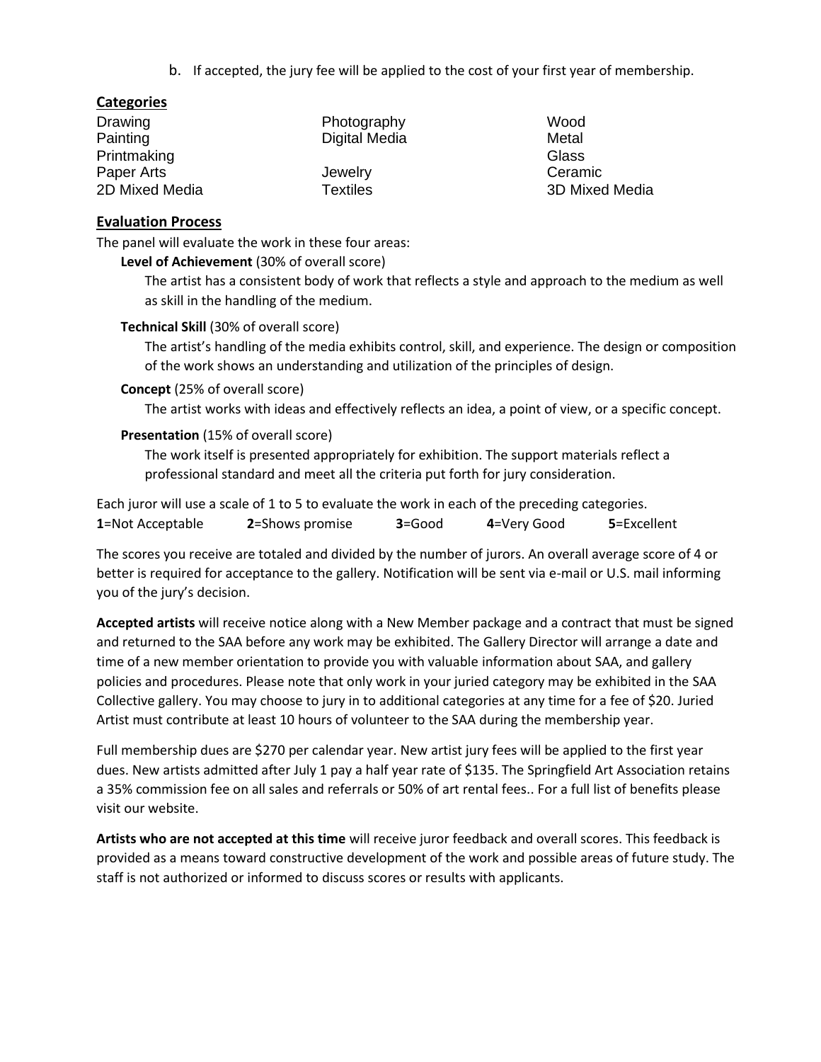b. If accepted, the jury fee will be applied to the cost of your first year of membership.

## Categories

| | | |
|---|---|---|
| Drawing | Photography | Wood |
| Painting | Digital Media | Metal |
| Printmaking | | Glass |
| Paper Arts | Jewelry | Ceramic |
| 2D Mixed Media | Textiles | 3D Mixed Media |

## Evaluation Process

The panel will evaluate the work in these four areas:

**Level of Achievement** (30% of overall score)

The artist has a consistent body of work that reflects a style and approach to the medium as well as skill in the handling of the medium.

**Technical Skill** (30% of overall score)

The artist's handling of the media exhibits control, skill, and experience. The design or composition of the work shows an understanding and utilization of the principles of design.

**Concept** (25% of overall score)

The artist works with ideas and effectively reflects an idea, a point of view, or a specific concept.

**Presentation** (15% of overall score)

The work itself is presented appropriately for exhibition. The support materials reflect a professional standard and meet all the criteria put forth for jury consideration.

Each juror will use a scale of 1 to 5 to evaluate the work in each of the preceding categories.

**1**=Not Acceptable **2**=Shows promise **3**=Good **4**=Very Good **5**=Excellent

The scores you receive are totaled and divided by the number of jurors. An overall average score of 4 or better is required for acceptance to the gallery. Notification will be sent via e-mail or U.S. mail informing you of the jury's decision.

**Accepted artists** will receive notice along with a New Member package and a contract that must be signed and returned to the SAA before any work may be exhibited. The Gallery Director will arrange a date and time of a new member orientation to provide you with valuable information about SAA, and gallery policies and procedures. Please note that only work in your juried category may be exhibited in the SAA Collective gallery. You may choose to jury in to additional categories at any time for a fee of $20. Juried Artist must contribute at least 10 hours of volunteer to the SAA during the membership year.

Full membership dues are $270 per calendar year. New artist jury fees will be applied to the first year dues. New artists admitted after July 1 pay a half year rate of $135. The Springfield Art Association retains a 35% commission fee on all sales and referrals or 50% of art rental fees.. For a full list of benefits please visit our website.

**Artists who are not accepted at this time** will receive juror feedback and overall scores. This feedback is provided as a means toward constructive development of the work and possible areas of future study. The staff is not authorized or informed to discuss scores or results with applicants.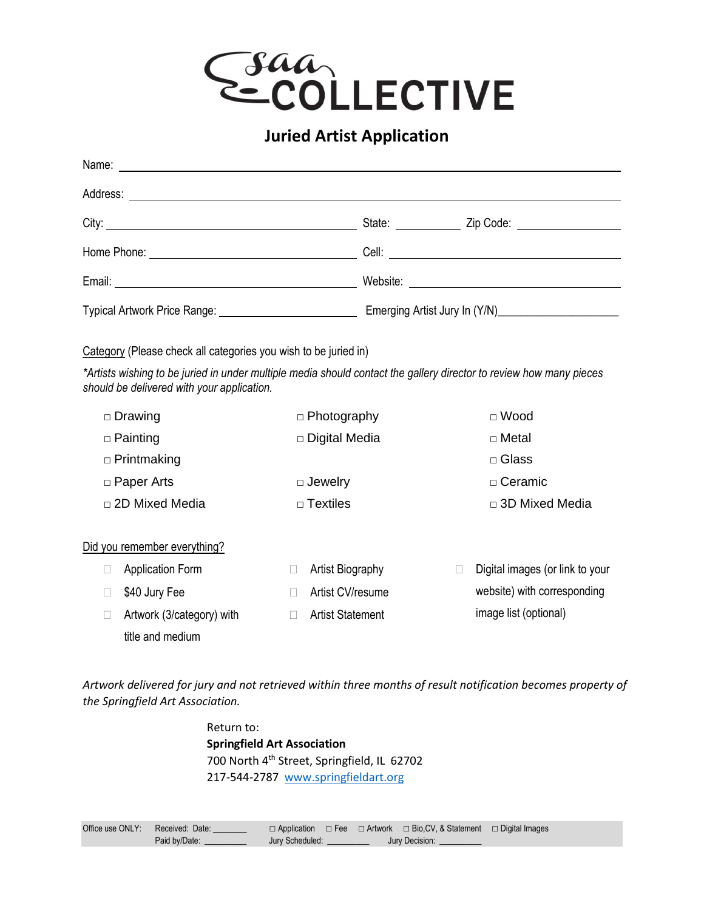# saa COLLECTIVE

## Juried Artist Application

Name: ____________________________________________

Address: ____________________________________________

City: ______________________ State: __________ Zip Code: ______________

Home Phone: ______________________ Cell: ______________________

Email: ______________________ Website: ______________________

Typical Artwork Price Range: ______________________ Emerging Artist Jury In (Y/N)______________________

Category (Please check all categories you wish to be juried in)

*\*Artists wishing to be juried in under multiple media should contact the gallery director to review how many pieces should be delivered with your application.*

| | | |
|---|---|---|
| □ Drawing | □ Photography | □ Wood |
| □ Painting | □ Digital Media | □ Metal |
| □ Printmaking | | □ Glass |
| □ Paper Arts | □ Jewelry | □ Ceramic |
| □ 2D Mixed Media | □ Textiles | □ 3D Mixed Media |

Did you remember everything?

| | | |
|---|---|---|
| □ Application Form | □ Artist Biography | □ Digital images (or link to your website) with corresponding image list (optional) |
| □ $40 Jury Fee | □ Artist CV/resume | |
| □ Artwork (3/category) with title and medium | □ Artist Statement | |

*Artwork delivered for jury and not retrieved within three months of result notification becomes property of the Springfield Art Association.*

Return to:
**Springfield Art Association**
700 North 4th Street, Springfield, IL 62702
217-544-2787 www.springfieldart.org

Office use ONLY: Received: Date: ________ □ Application □ Fee □ Artwork □ Bio,CV, & Statement □ Digital Images
Paid by/Date: __________ Jury Scheduled: __________ Jury Decision: __________